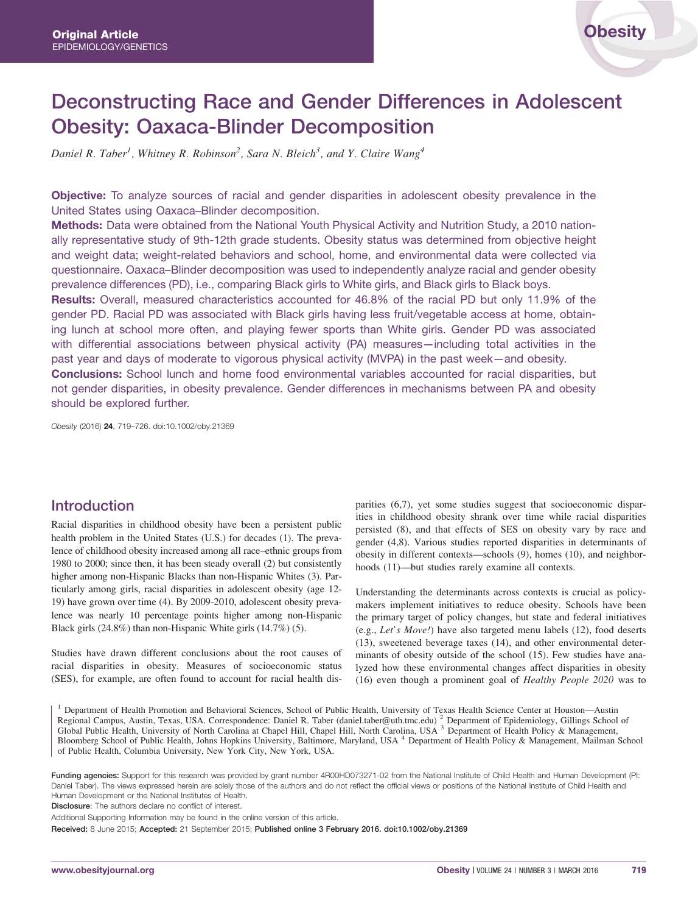Original Article
EPIDEMIOLOGY/GENETICS

# Deconstructing Race and Gender Differences in Adolescent Obesity: Oaxaca-Blinder Decomposition

*Daniel R. Taber[1], Whitney R. Robinson[2], Sara N. Bleich[3], and Y. Claire Wang[4]*

**Objective:** To analyze sources of racial and gender disparities in adolescent obesity prevalence in the United States using Oaxaca–Blinder decomposition.

**Methods:** Data were obtained from the National Youth Physical Activity and Nutrition Study, a 2010 nationally representative study of 9th-12th grade students. Obesity status was determined from objective height and weight data; weight-related behaviors and school, home, and environmental data were collected via questionnaire. Oaxaca–Blinder decomposition was used to independently analyze racial and gender obesity prevalence differences (PD), i.e., comparing Black girls to White girls, and Black girls to Black boys.

**Results:** Overall, measured characteristics accounted for 46.8% of the racial PD but only 11.9% of the gender PD. Racial PD was associated with Black girls having less fruit/vegetable access at home, obtaining lunch at school more often, and playing fewer sports than White girls. Gender PD was associated with differential associations between physical activity (PA) measures—including total activities in the past year and days of moderate to vigorous physical activity (MVPA) in the past week—and obesity.

**Conclusions:** School lunch and home food environmental variables accounted for racial disparities, but not gender disparities, in obesity prevalence. Gender differences in mechanisms between PA and obesity should be explored further.

*Obesity* (2016) **24**, 719–726. doi:10.1002/oby.21369

## Introduction

Racial disparities in childhood obesity have been a persistent public health problem in the United States (U.S.) for decades (1). The prevalence of childhood obesity increased among all race–ethnic groups from 1980 to 2000; since then, it has been steady overall (2) but consistently higher among non-Hispanic Blacks than non-Hispanic Whites (3). Particularly among girls, racial disparities in adolescent obesity (age 12-19) have grown over time (4). By 2009-2010, adolescent obesity prevalence was nearly 10 percentage points higher among non-Hispanic Black girls (24.8%) than non-Hispanic White girls (14.7%) (5).

Studies have drawn different conclusions about the root causes of racial disparities in obesity. Measures of socioeconomic status (SES), for example, are often found to account for racial health disparities (6,7), yet some studies suggest that socioeconomic disparities in childhood obesity shrank over time while racial disparities persisted (8), and that effects of SES on obesity vary by race and gender (4,8). Various studies reported disparities in determinants of obesity in different contexts—schools (9), homes (10), and neighborhoods (11)—but studies rarely examine all contexts.

Understanding the determinants across contexts is crucial as policymakers implement initiatives to reduce obesity. Schools have been the primary target of policy changes, but state and federal initiatives (e.g., *Let's Move!*) have also targeted menu labels (12), food deserts (13), sweetened beverage taxes (14), and other environmental determinants of obesity outside of the school (15). Few studies have analyzed how these environmental changes affect disparities in obesity (16) even though a prominent goal of *Healthy People 2020* was to

[1] Department of Health Promotion and Behavioral Sciences, School of Public Health, University of Texas Health Science Center at Houston—Austin Regional Campus, Austin, Texas, USA. Correspondence: Daniel R. Taber (daniel.taber@uth.tmc.edu) [2] Department of Epidemiology, Gillings School of Global Public Health, University of North Carolina at Chapel Hill, Chapel Hill, North Carolina, USA [3] Department of Health Policy & Management, Bloomberg School of Public Health, Johns Hopkins University, Baltimore, Maryland, USA [4] Department of Health Policy & Management, Mailman School of Public Health, Columbia University, New York City, New York, USA.

**Funding agencies:** Support for this research was provided by grant number 4R00HD073271-02 from the National Institute of Child Health and Human Development (PI: Daniel Taber). The views expressed herein are solely those of the authors and do not reflect the official views or positions of the National Institute of Child Health and Human Development or the National Institutes of Health.

**Disclosure**: The authors declare no conflict of interest.

Additional Supporting Information may be found in the online version of this article.

**Received:** 8 June 2015; **Accepted:** 21 September 2015; **Published online 3 February 2016. doi:10.1002/oby.21369**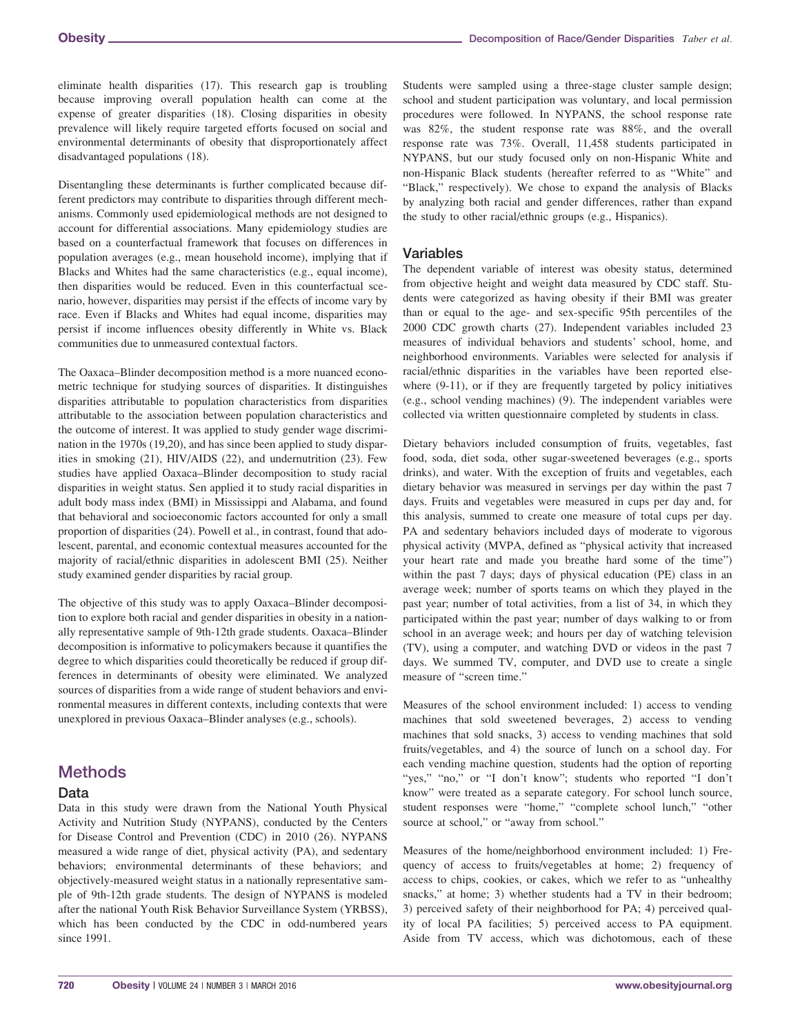eliminate health disparities (17). This research gap is troubling because improving overall population health can come at the expense of greater disparities (18). Closing disparities in obesity prevalence will likely require targeted efforts focused on social and environmental determinants of obesity that disproportionately affect disadvantaged populations (18).

Disentangling these determinants is further complicated because different predictors may contribute to disparities through different mechanisms. Commonly used epidemiological methods are not designed to account for differential associations. Many epidemiology studies are based on a counterfactual framework that focuses on differences in population averages (e.g., mean household income), implying that if Blacks and Whites had the same characteristics (e.g., equal income), then disparities would be reduced. Even in this counterfactual scenario, however, disparities may persist if the effects of income vary by race. Even if Blacks and Whites had equal income, disparities may persist if income influences obesity differently in White vs. Black communities due to unmeasured contextual factors.

The Oaxaca–Blinder decomposition method is a more nuanced econometric technique for studying sources of disparities. It distinguishes disparities attributable to population characteristics from disparities attributable to the association between population characteristics and the outcome of interest. It was applied to study gender wage discrimination in the 1970s (19,20), and has since been applied to study disparities in smoking (21), HIV/AIDS (22), and undernutrition (23). Few studies have applied Oaxaca–Blinder decomposition to study racial disparities in weight status. Sen applied it to study racial disparities in adult body mass index (BMI) in Mississippi and Alabama, and found that behavioral and socioeconomic factors accounted for only a small proportion of disparities (24). Powell et al., in contrast, found that adolescent, parental, and economic contextual measures accounted for the majority of racial/ethnic disparities in adolescent BMI (25). Neither study examined gender disparities by racial group.

The objective of this study was to apply Oaxaca–Blinder decomposition to explore both racial and gender disparities in obesity in a nationally representative sample of 9th-12th grade students. Oaxaca–Blinder decomposition is informative to policymakers because it quantifies the degree to which disparities could theoretically be reduced if group differences in determinants of obesity were eliminated. We analyzed sources of disparities from a wide range of student behaviors and environmental measures in different contexts, including contexts that were unexplored in previous Oaxaca–Blinder analyses (e.g., schools).

# Methods

## Data

Data in this study were drawn from the National Youth Physical Activity and Nutrition Study (NYPANS), conducted by the Centers for Disease Control and Prevention (CDC) in 2010 (26). NYPANS measured a wide range of diet, physical activity (PA), and sedentary behaviors; environmental determinants of these behaviors; and objectively-measured weight status in a nationally representative sample of 9th-12th grade students. The design of NYPANS is modeled after the national Youth Risk Behavior Surveillance System (YRBSS), which has been conducted by the CDC in odd-numbered years since 1991.

Students were sampled using a three-stage cluster sample design; school and student participation was voluntary, and local permission procedures were followed. In NYPANS, the school response rate was 82%, the student response rate was 88%, and the overall response rate was 73%. Overall, 11,458 students participated in NYPANS, but our study focused only on non-Hispanic White and non-Hispanic Black students (hereafter referred to as "White" and "Black," respectively). We chose to expand the analysis of Blacks by analyzing both racial and gender differences, rather than expand the study to other racial/ethnic groups (e.g., Hispanics).

## Variables

The dependent variable of interest was obesity status, determined from objective height and weight data measured by CDC staff. Students were categorized as having obesity if their BMI was greater than or equal to the age- and sex-specific 95th percentiles of the 2000 CDC growth charts (27). Independent variables included 23 measures of individual behaviors and students' school, home, and neighborhood environments. Variables were selected for analysis if racial/ethnic disparities in the variables have been reported elsewhere (9-11), or if they are frequently targeted by policy initiatives (e.g., school vending machines) (9). The independent variables were collected via written questionnaire completed by students in class.

Dietary behaviors included consumption of fruits, vegetables, fast food, soda, diet soda, other sugar-sweetened beverages (e.g., sports drinks), and water. With the exception of fruits and vegetables, each dietary behavior was measured in servings per day within the past 7 days. Fruits and vegetables were measured in cups per day and, for this analysis, summed to create one measure of total cups per day. PA and sedentary behaviors included days of moderate to vigorous physical activity (MVPA, defined as "physical activity that increased your heart rate and made you breathe hard some of the time") within the past 7 days; days of physical education (PE) class in an average week; number of sports teams on which they played in the past year; number of total activities, from a list of 34, in which they participated within the past year; number of days walking to or from school in an average week; and hours per day of watching television (TV), using a computer, and watching DVD or videos in the past 7 days. We summed TV, computer, and DVD use to create a single measure of "screen time."

Measures of the school environment included: 1) access to vending machines that sold sweetened beverages, 2) access to vending machines that sold snacks, 3) access to vending machines that sold fruits/vegetables, and 4) the source of lunch on a school day. For each vending machine question, students had the option of reporting "yes," "no," or "I don't know"; students who reported "I don't know" were treated as a separate category. For school lunch source, student responses were "home," "complete school lunch," "other source at school," or "away from school."

Measures of the home/neighborhood environment included: 1) Frequency of access to fruits/vegetables at home; 2) frequency of access to chips, cookies, or cakes, which we refer to as "unhealthy snacks," at home; 3) whether students had a TV in their bedroom; 3) perceived safety of their neighborhood for PA; 4) perceived quality of local PA facilities; 5) perceived access to PA equipment. Aside from TV access, which was dichotomous, each of these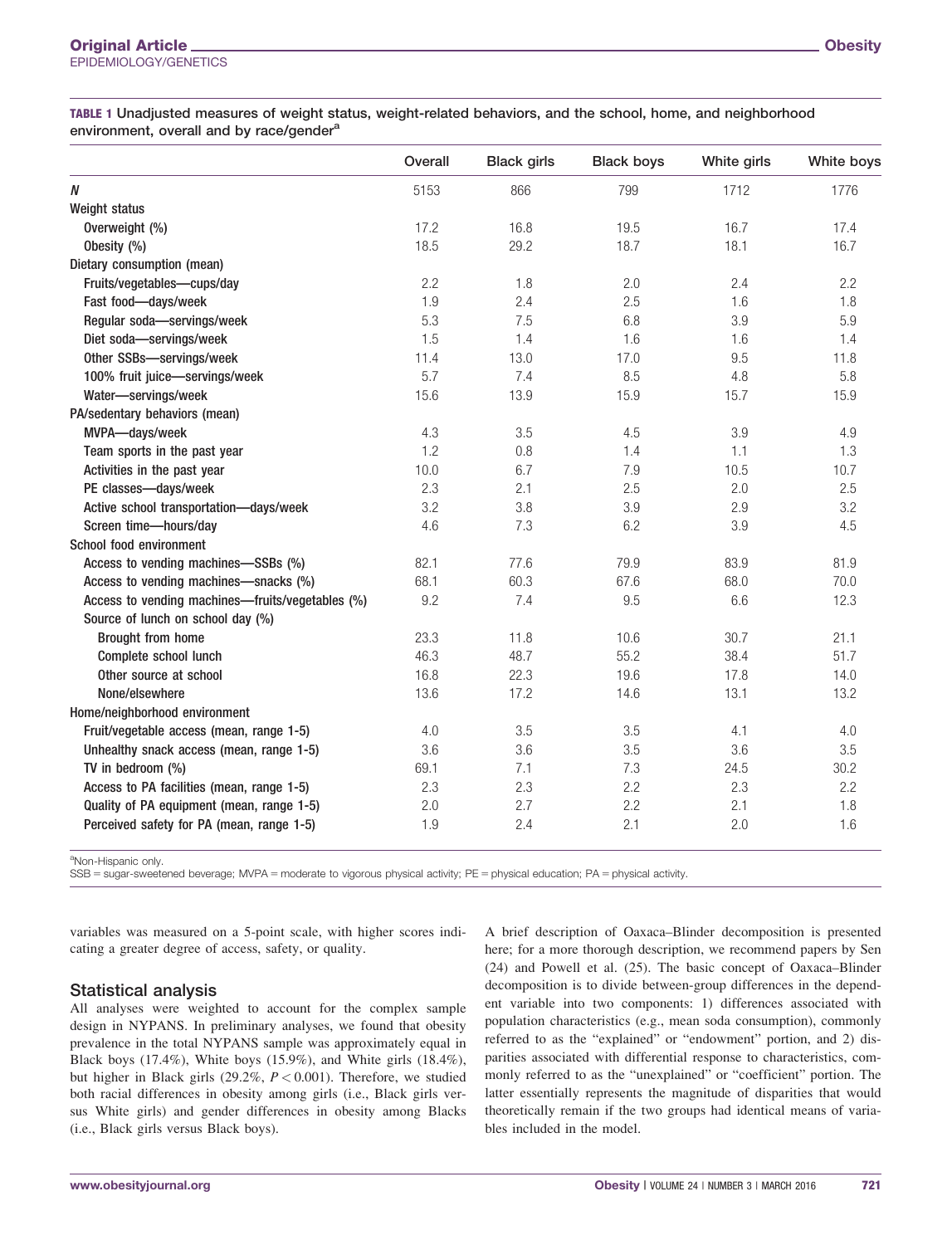**TABLE 1** Unadjusted measures of weight status, weight-related behaviors, and the school, home, and neighborhood environment, overall and by race/gender[a]

| | Overall | Black girls | Black boys | White girls | White boys |
|---|---|---|---|---|---|
| *N* | 5153 | 866 | 799 | 1712 | 1776 |
| Weight status | | | | | |
| Overweight (%) | 17.2 | 16.8 | 19.5 | 16.7 | 17.4 |
| Obesity (%) | 18.5 | 29.2 | 18.7 | 18.1 | 16.7 |
| Dietary consumption (mean) | | | | | |
| Fruits/vegetables—cups/day | 2.2 | 1.8 | 2.0 | 2.4 | 2.2 |
| Fast food—days/week | 1.9 | 2.4 | 2.5 | 1.6 | 1.8 |
| Regular soda—servings/week | 5.3 | 7.5 | 6.8 | 3.9 | 5.9 |
| Diet soda—servings/week | 1.5 | 1.4 | 1.6 | 1.6 | 1.4 |
| Other SSBs—servings/week | 11.4 | 13.0 | 17.0 | 9.5 | 11.8 |
| 100% fruit juice—servings/week | 5.7 | 7.4 | 8.5 | 4.8 | 5.8 |
| Water—servings/week | 15.6 | 13.9 | 15.9 | 15.7 | 15.9 |
| PA/sedentary behaviors (mean) | | | | | |
| MVPA—days/week | 4.3 | 3.5 | 4.5 | 3.9 | 4.9 |
| Team sports in the past year | 1.2 | 0.8 | 1.4 | 1.1 | 1.3 |
| Activities in the past year | 10.0 | 6.7 | 7.9 | 10.5 | 10.7 |
| PE classes—days/week | 2.3 | 2.1 | 2.5 | 2.0 | 2.5 |
| Active school transportation—days/week | 3.2 | 3.8 | 3.9 | 2.9 | 3.2 |
| Screen time—hours/day | 4.6 | 7.3 | 6.2 | 3.9 | 4.5 |
| School food environment | | | | | |
| Access to vending machines—SSBs (%) | 82.1 | 77.6 | 79.9 | 83.9 | 81.9 |
| Access to vending machines—snacks (%) | 68.1 | 60.3 | 67.6 | 68.0 | 70.0 |
| Access to vending machines—fruits/vegetables (%) | 9.2 | 7.4 | 9.5 | 6.6 | 12.3 |
| Source of lunch on school day (%) | | | | | |
| Brought from home | 23.3 | 11.8 | 10.6 | 30.7 | 21.1 |
| Complete school lunch | 46.3 | 48.7 | 55.2 | 38.4 | 51.7 |
| Other source at school | 16.8 | 22.3 | 19.6 | 17.8 | 14.0 |
| None/elsewhere | 13.6 | 17.2 | 14.6 | 13.1 | 13.2 |
| Home/neighborhood environment | | | | | |
| Fruit/vegetable access (mean, range 1-5) | 4.0 | 3.5 | 3.5 | 4.1 | 4.0 |
| Unhealthy snack access (mean, range 1-5) | 3.6 | 3.6 | 3.5 | 3.6 | 3.5 |
| TV in bedroom (%) | 69.1 | 7.1 | 7.3 | 24.5 | 30.2 |
| Access to PA facilities (mean, range 1-5) | 2.3 | 2.3 | 2.2 | 2.3 | 2.2 |
| Quality of PA equipment (mean, range 1-5) | 2.0 | 2.7 | 2.2 | 2.1 | 1.8 |
| Perceived safety for PA (mean, range 1-5) | 1.9 | 2.4 | 2.1 | 2.0 | 1.6 |

[a]Non-Hispanic only.

SSB = sugar-sweetened beverage; MVPA = moderate to vigorous physical activity; PE = physical education; PA = physical activity.

variables was measured on a 5-point scale, with higher scores indicating a greater degree of access, safety, or quality.

## Statistical analysis

All analyses were weighted to account for the complex sample design in NYPANS. In preliminary analyses, we found that obesity prevalence in the total NYPANS sample was approximately equal in Black boys (17.4%), White boys (15.9%), and White girls (18.4%), but higher in Black girls (29.2%, $P < 0.001$). Therefore, we studied both racial differences in obesity among girls (i.e., Black girls versus White girls) and gender differences in obesity among Blacks (i.e., Black girls versus Black boys).

A brief description of Oaxaca–Blinder decomposition is presented here; for a more thorough description, we recommend papers by Sen (24) and Powell et al. (25). The basic concept of Oaxaca–Blinder decomposition is to divide between-group differences in the dependent variable into two components: 1) differences associated with population characteristics (e.g., mean soda consumption), commonly referred to as the "explained" or "endowment" portion, and 2) disparities associated with differential response to characteristics, commonly referred to as the "unexplained" or "coefficient" portion. The latter essentially represents the magnitude of disparities that would theoretically remain if the two groups had identical means of variables included in the model.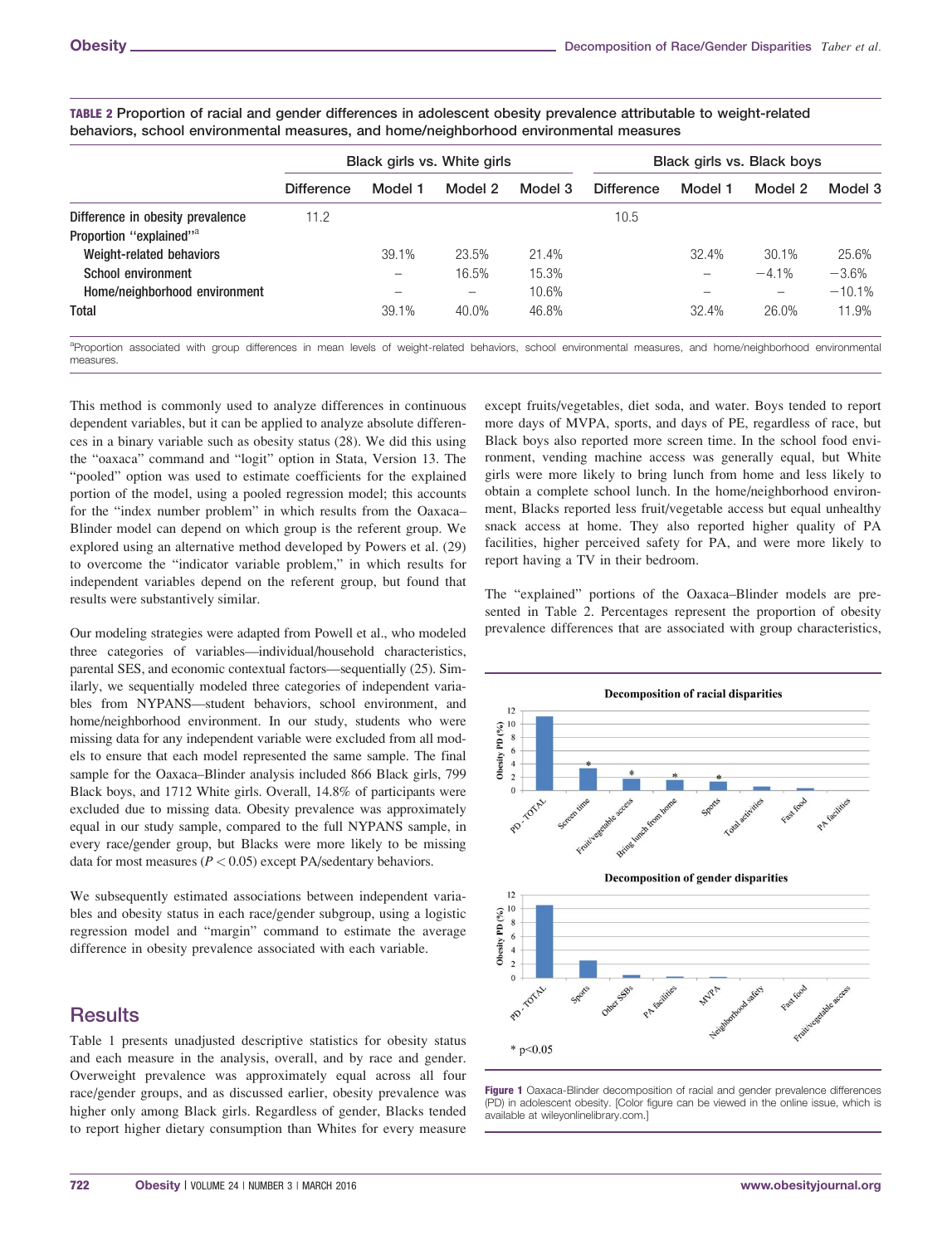**TABLE 2** Proportion of racial and gender differences in adolescent obesity prevalence attributable to weight-related behaviors, school environmental measures, and home/neighborhood environmental measures

| | Black girls vs. White girls | | | | Black girls vs. Black boys | | | |
|---|---|---|---|---|---|---|---|---|
| | Difference | Model 1 | Model 2 | Model 3 | Difference | Model 1 | Model 2 | Model 3 |
| Difference in obesity prevalence | 11.2 | | | | 10.5 | | | |
| Proportion "explained"[a] | | | | | | | | |
| Weight-related behaviors | | 39.1% | 23.5% | 21.4% | | 32.4% | 30.1% | 25.6% |
| School environment | | – | 16.5% | 15.3% | | – | −4.1% | −3.6% |
| Home/neighborhood environment | | – | – | 10.6% | | – | – | −10.1% |
| Total | | 39.1% | 40.0% | 46.8% | | 32.4% | 26.0% | 11.9% |

[a]Proportion associated with group differences in mean levels of weight-related behaviors, school environmental measures, and home/neighborhood environmental measures.

This method is commonly used to analyze differences in continuous dependent variables, but it can be applied to analyze absolute differences in a binary variable such as obesity status (28). We did this using the "oaxaca" command and "logit" option in Stata, Version 13. The "pooled" option was used to estimate coefficients for the explained portion of the model, using a pooled regression model; this accounts for the "index number problem" in which results from the Oaxaca–Blinder model can depend on which group is the referent group. We explored using an alternative method developed by Powers et al. (29) to overcome the "indicator variable problem," in which results for independent variables depend on the referent group, but found that results were substantively similar.

Our modeling strategies were adapted from Powell et al., who modeled three categories of variables—individual/household characteristics, parental SES, and economic contextual factors—sequentially (25). Similarly, we sequentially modeled three categories of independent variables from NYPANS—student behaviors, school environment, and home/neighborhood environment. In our study, students who were missing data for any independent variable were excluded from all models to ensure that each model represented the same sample. The final sample for the Oaxaca–Blinder analysis included 866 Black girls, 799 Black boys, and 1712 White girls. Overall, 14.8% of participants were excluded due to missing data. Obesity prevalence was approximately equal in our study sample, compared to the full NYPANS sample, in every race/gender group, but Blacks were more likely to be missing data for most measures ($P < 0.05$) except PA/sedentary behaviors.

We subsequently estimated associations between independent variables and obesity status in each race/gender subgroup, using a logistic regression model and "margin" command to estimate the average difference in obesity prevalence associated with each variable.

## Results

Table 1 presents unadjusted descriptive statistics for obesity status and each measure in the analysis, overall, and by race and gender. Overweight prevalence was approximately equal across all four race/gender groups, and as discussed earlier, obesity prevalence was higher only among Black girls. Regardless of gender, Blacks tended to report higher dietary consumption than Whites for every measure except fruits/vegetables, diet soda, and water. Boys tended to report more days of MVPA, sports, and days of PE, regardless of race, but Black boys also reported more screen time. In the school food environment, vending machine access was generally equal, but White girls were more likely to bring lunch from home and less likely to obtain a complete school lunch. In the home/neighborhood environment, Blacks reported less fruit/vegetable access but equal unhealthy snack access at home. They also reported higher quality of PA facilities, higher perceived safety for PA, and were more likely to report having a TV in their bedroom.

The "explained" portions of the Oaxaca–Blinder models are presented in Table 2. Percentages represent the proportion of obesity prevalence differences that are associated with group characteristics,

**Figure 1** Oaxaca-Blinder decomposition of racial and gender prevalence differences (PD) in adolescent obesity. [Color figure can be viewed in the online issue, which is available at wileyonlinelibrary.com.]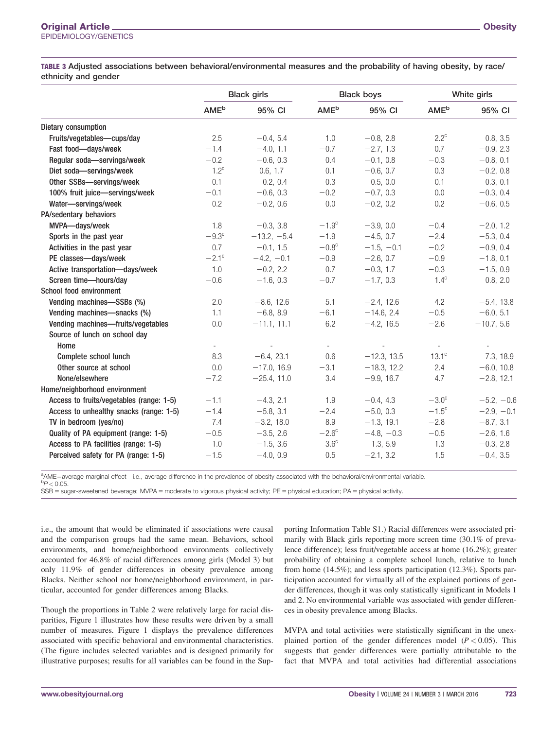**TABLE 3** Adjusted associations between behavioral/environmental measures and the probability of having obesity, by race/ethnicity and gender

| | Black girls | | Black boys | | White girls | |
|---|---|---|---|---|---|---|
| | AME[b] | 95% CI | AME[b] | 95% CI | AME[b] | 95% CI |
| **Dietary consumption** | | | | | | |
| Fruits/vegetables—cups/day | 2.5 | −0.4, 5.4 | 1.0 | −0.8, 2.8 | 2.2[c] | 0.8, 3.5 |
| Fast food—days/week | −1.4 | −4.0, 1.1 | −0.7 | −2.7, 1.3 | 0.7 | −0.9, 2.3 |
| Regular soda—servings/week | −0.2 | −0.6, 0.3 | 0.4 | −0.1, 0.8 | −0.3 | −0.8, 0.1 |
| Diet soda—servings/week | 1.2[c] | 0.6, 1.7 | 0.1 | −0.6, 0.7 | 0.3 | −0.2, 0.8 |
| Other SSBs—servings/week | 0.1 | −0.2, 0.4 | −0.3 | −0.5, 0.0 | −0.1 | −0.3, 0.1 |
| 100% fruit juice—servings/week | −0.1 | −0.6, 0.3 | −0.2 | −0.7, 0.3 | 0.0 | −0.3, 0.4 |
| Water—servings/week | 0.2 | −0.2, 0.6 | 0.0 | −0.2, 0.2 | 0.2 | −0.6, 0.5 |
| **PA/sedentary behaviors** | | | | | | |
| MVPA—days/week | 1.8 | −0.3, 3.8 | −1.9[c] | −3.9, 0.0 | −0.4 | −2.0, 1.2 |
| Sports in the past year | −9.3[c] | −13.2, −5.4 | −1.9 | −4.5, 0.7 | −2.4 | −5.3, 0.4 |
| Activities in the past year | 0.7 | −0.1, 1.5 | −0.8[c] | −1.5, −0.1 | −0.2 | −0.9, 0.4 |
| PE classes—days/week | −2.1[c] | −4.2, −0.1 | −0.9 | −2.6, 0.7 | −0.9 | −1.8, 0.1 |
| Active transportation—days/week | 1.0 | −0.2, 2.2 | 0.7 | −0.3, 1.7 | −0.3 | −1.5, 0.9 |
| Screen time—hours/day | −0.6 | −1.6, 0.3 | −0.7 | −1.7, 0.3 | 1.4[c] | 0.8, 2.0 |
| **School food environment** | | | | | | |
| Vending machines—SSBs (%) | 2.0 | −8.6, 12.6 | 5.1 | −2.4, 12.6 | 4.2 | −5.4, 13.8 |
| Vending machines—snacks (%) | 1.1 | −6.8, 8.9 | −6.1 | −14.6, 2.4 | −0.5 | −6.0, 5.1 |
| Vending machines—fruits/vegetables | 0.0 | −11.1, 11.1 | 6.2 | −4.2, 16.5 | −2.6 | −10.7, 5.6 |
| Source of lunch on school day | | | | | | |
| Home | - | | - | | - | |
| Complete school lunch | 8.3 | −6.4, 23.1 | 0.6 | −12.3, 13.5 | 13.1[c] | 7.3, 18.9 |
| Other source at school | 0.0 | −17.0, 16.9 | −3.1 | −18.3, 12.2 | 2.4 | −6.0, 10.8 |
| None/elsewhere | −7.2 | −25.4, 11.0 | 3.4 | −9.9, 16.7 | 4.7 | −2.8, 12.1 |
| **Home/neighborhood environment** | | | | | | |
| Access to fruits/vegetables (range: 1-5) | −1.1 | −4.3, 2.1 | 1.9 | −0.4, 4.3 | −3.0[c] | −5.2, −0.6 |
| Access to unhealthy snacks (range: 1-5) | −1.4 | −5.8, 3.1 | −2.4 | −5.0, 0.3 | −1.5[c] | −2.9, −0.1 |
| TV in bedroom (yes/no) | 7.4 | −3.2, 18.0 | 8.9 | −1.3, 19.1 | −2.8 | −8.7, 3.1 |
| Quality of PA equipment (range: 1-5) | −0.5 | −3.5, 2.6 | −2.6[c] | −4.8, −0.3 | −0.5 | −2.6, 1.6 |
| Access to PA facilities (range: 1-5) | 1.0 | −1.5, 3.6 | 3.6[c] | 1.3, 5.9 | 1.3 | −0.3, 2.8 |
| Perceived safety for PA (range: 1-5) | −1.5 | −4.0, 0.9 | 0.5 | −2.1, 3.2 | 1.5 | −0.4, 3.5 |

[a]AME=average marginal effect—i.e., average difference in the prevalence of obesity associated with the behavioral/environmental variable.
[b]$P < 0.05$.
SSB = sugar-sweetened beverage; MVPA = moderate to vigorous physical activity; PE = physical education; PA = physical activity.

i.e., the amount that would be eliminated if associations were causal and the comparison groups had the same mean. Behaviors, school environments, and home/neighborhood environments collectively accounted for 46.8% of racial differences among girls (Model 3) but only 11.9% of gender differences in obesity prevalence among Blacks. Neither school nor home/neighborhood environment, in particular, accounted for gender differences among Blacks.

Though the proportions in Table 2 were relatively large for racial disparities, Figure 1 illustrates how these results were driven by a small number of measures. Figure 1 displays the prevalence differences associated with specific behavioral and environmental characteristics. (The figure includes selected variables and is designed primarily for illustrative purposes; results for all variables can be found in the Supporting Information Table S1.) Racial differences were associated primarily with Black girls reporting more screen time (30.1% of prevalence difference); less fruit/vegetable access at home (16.2%); greater probability of obtaining a complete school lunch, relative to lunch from home (14.5%); and less sports participation (12.3%). Sports participation accounted for virtually all of the explained portions of gender differences, though it was only statistically significant in Models 1 and 2. No environmental variable was associated with gender differences in obesity prevalence among Blacks.

MVPA and total activities were statistically significant in the unexplained portion of the gender differences model ($P < 0.05$). This suggests that gender differences were partially attributable to the fact that MVPA and total activities had differential associations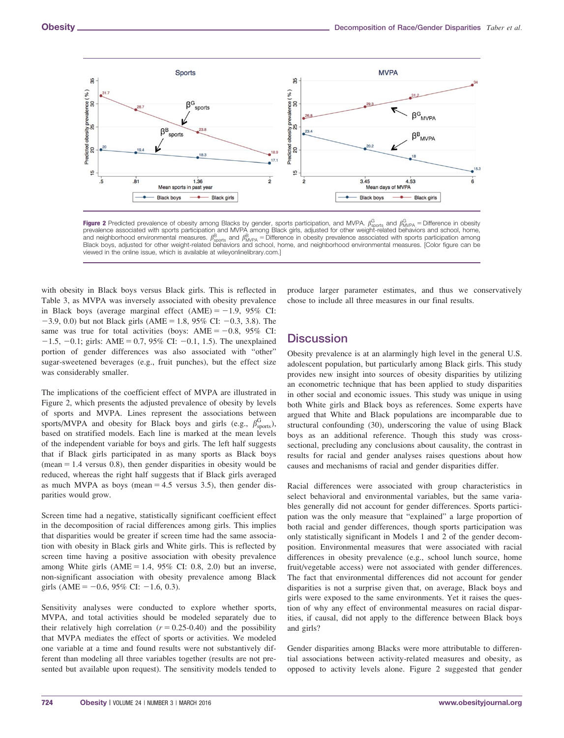Figure 2 Predicted prevalence of obesity among Blacks by gender, sports participation, and MVPA. $\beta^{G}_{sports}$ and $\beta^{G}_{MVPA}$ = Difference in obesity prevalence associated with sports participation and MVPA among Black girls, adjusted for other weight-related behaviors and school, home, and neighborhood environmental measures. $\beta^{B}_{sports}$ and $\beta^{B}_{MVPA}$ = Difference in obesity prevalence associated with sports participation among Black boys, adjusted for other weight-related behaviors and school, home, and neighborhood environmental measures. [Color figure can be viewed in the online issue, which is available at wileyonlinelibrary.com.]

with obesity in Black boys versus Black girls. This is reflected in Table 3, as MVPA was inversely associated with obesity prevalence in Black boys (average marginal effect (AME) = −1.9, 95% CI: −3.9, 0.0) but not Black girls (AME = 1.8, 95% CI: −0.3, 3.8). The same was true for total activities (boys: AME = −0.8, 95% CI: −1.5, −0.1; girls: AME = 0.7, 95% CI: −0.1, 1.5). The unexplained portion of gender differences was also associated with "other" sugar-sweetened beverages (e.g., fruit punches), but the effect size was considerably smaller.

The implications of the coefficient effect of MVPA are illustrated in Figure 2, which presents the adjusted prevalence of obesity by levels of sports and MVPA. Lines represent the associations between sports/MVPA and obesity for Black boys and girls (e.g., $\beta^{G}_{sports}$), based on stratified models. Each line is marked at the mean levels of the independent variable for boys and girls. The left half suggests that if Black girls participated in as many sports as Black boys (mean = 1.4 versus 0.8), then gender disparities in obesity would be reduced, whereas the right half suggests that if Black girls averaged as much MVPA as boys (mean = 4.5 versus 3.5), then gender disparities would grow.

Screen time had a negative, statistically significant coefficient effect in the decomposition of racial differences among girls. This implies that disparities would be greater if screen time had the same association with obesity in Black girls and White girls. This is reflected by screen time having a positive association with obesity prevalence among White girls (AME = 1.4, 95% CI: 0.8, 2.0) but an inverse, non-significant association with obesity prevalence among Black girls (AME = −0.6, 95% CI: −1.6, 0.3).

Sensitivity analyses were conducted to explore whether sports, MVPA, and total activities should be modeled separately due to their relatively high correlation ($r$ = 0.25-0.40) and the possibility that MVPA mediates the effect of sports or activities. We modeled one variable at a time and found results were not substantively different than modeling all three variables together (results are not presented but available upon request). The sensitivity models tended to produce larger parameter estimates, and thus we conservatively chose to include all three measures in our final results.

## Discussion

Obesity prevalence is at an alarmingly high level in the general U.S. adolescent population, but particularly among Black girls. This study provides new insight into sources of obesity disparities by utilizing an econometric technique that has been applied to study disparities in other social and economic issues. This study was unique in using both White girls and Black boys as references. Some experts have argued that White and Black populations are incomparable due to structural confounding (30), underscoring the value of using Black boys as an additional reference. Though this study was cross-sectional, precluding any conclusions about causality, the contrast in results for racial and gender analyses raises questions about how causes and mechanisms of racial and gender disparities differ.

Racial differences were associated with group characteristics in select behavioral and environmental variables, but the same variables generally did not account for gender differences. Sports participation was the only measure that "explained" a large proportion of both racial and gender differences, though sports participation was only statistically significant in Models 1 and 2 of the gender decomposition. Environmental measures that were associated with racial differences in obesity prevalence (e.g., school lunch source, home fruit/vegetable access) were not associated with gender differences. The fact that environmental differences did not account for gender disparities is not a surprise given that, on average, Black boys and girls were exposed to the same environments. Yet it raises the question of why any effect of environmental measures on racial disparities, if causal, did not apply to the difference between Black boys and girls?

Gender disparities among Blacks were more attributable to differential associations between activity-related measures and obesity, as opposed to activity levels alone. Figure 2 suggested that gender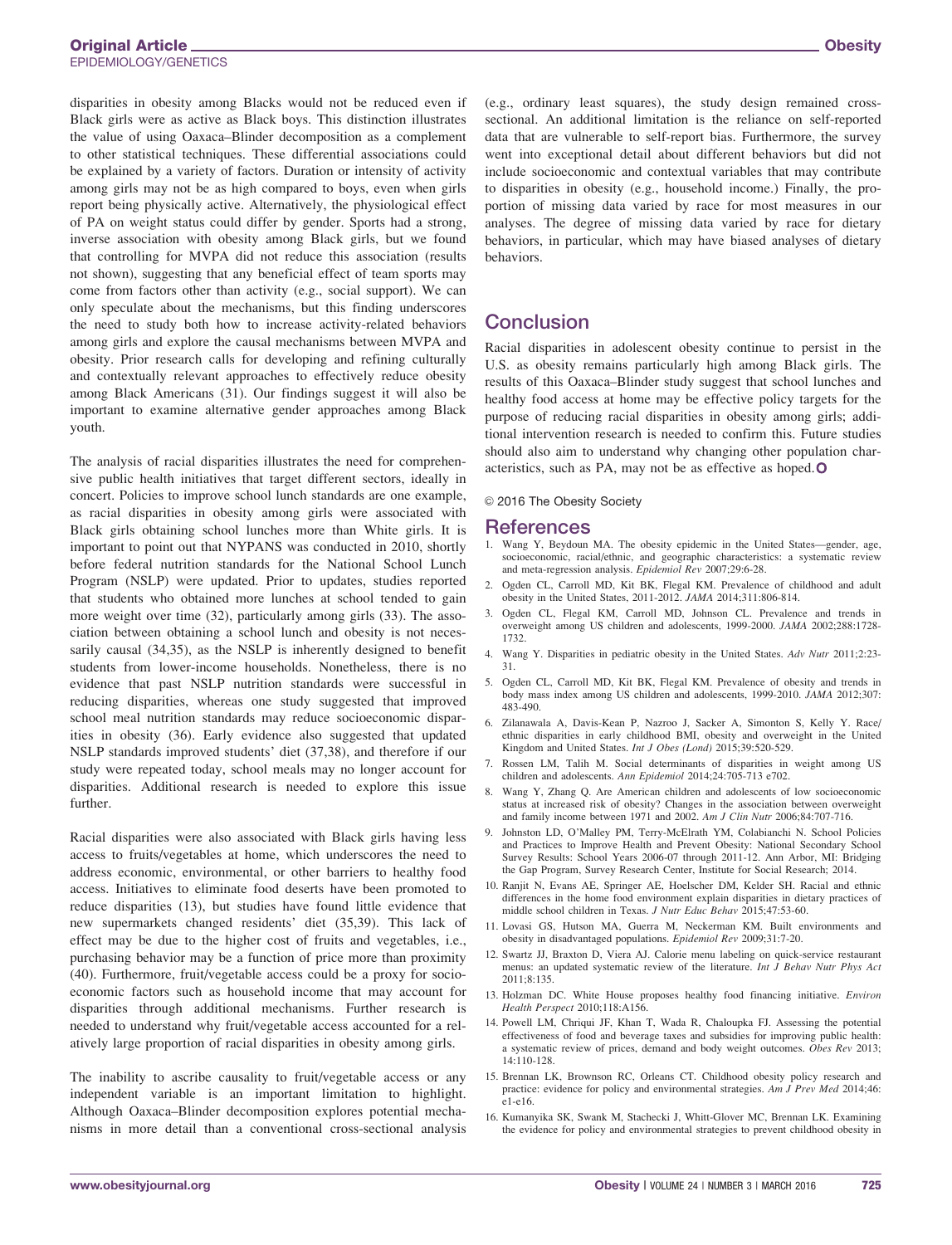disparities in obesity among Blacks would not be reduced even if Black girls were as active as Black boys. This distinction illustrates the value of using Oaxaca–Blinder decomposition as a complement to other statistical techniques. These differential associations could be explained by a variety of factors. Duration or intensity of activity among girls may not be as high compared to boys, even when girls report being physically active. Alternatively, the physiological effect of PA on weight status could differ by gender. Sports had a strong, inverse association with obesity among Black girls, but we found that controlling for MVPA did not reduce this association (results not shown), suggesting that any beneficial effect of team sports may come from factors other than activity (e.g., social support). We can only speculate about the mechanisms, but this finding underscores the need to study both how to increase activity-related behaviors among girls and explore the causal mechanisms between MVPA and obesity. Prior research calls for developing and refining culturally and contextually relevant approaches to effectively reduce obesity among Black Americans (31). Our findings suggest it will also be important to examine alternative gender approaches among Black youth.

The analysis of racial disparities illustrates the need for comprehensive public health initiatives that target different sectors, ideally in concert. Policies to improve school lunch standards are one example, as racial disparities in obesity among girls were associated with Black girls obtaining school lunches more than White girls. It is important to point out that NYPANS was conducted in 2010, shortly before federal nutrition standards for the National School Lunch Program (NSLP) were updated. Prior to updates, studies reported that students who obtained more lunches at school tended to gain more weight over time (32), particularly among girls (33). The association between obtaining a school lunch and obesity is not necessarily causal (34,35), as the NSLP is inherently designed to benefit students from lower-income households. Nonetheless, there is no evidence that past NSLP nutrition standards were successful in reducing disparities, whereas one study suggested that improved school meal nutrition standards may reduce socioeconomic disparities in obesity (36). Early evidence also suggested that updated NSLP standards improved students' diet (37,38), and therefore if our study were repeated today, school meals may no longer account for disparities. Additional research is needed to explore this issue further.

Racial disparities were also associated with Black girls having less access to fruits/vegetables at home, which underscores the need to address economic, environmental, or other barriers to healthy food access. Initiatives to eliminate food deserts have been promoted to reduce disparities (13), but studies have found little evidence that new supermarkets changed residents' diet (35,39). This lack of effect may be due to the higher cost of fruits and vegetables, i.e., purchasing behavior may be a function of price more than proximity (40). Furthermore, fruit/vegetable access could be a proxy for socioeconomic factors such as household income that may account for disparities through additional mechanisms. Further research is needed to understand why fruit/vegetable access accounted for a relatively large proportion of racial disparities in obesity among girls.

The inability to ascribe causality to fruit/vegetable access or any independent variable is an important limitation to highlight. Although Oaxaca–Blinder decomposition explores potential mechanisms in more detail than a conventional cross-sectional analysis (e.g., ordinary least squares), the study design remained cross-sectional. An additional limitation is the reliance on self-reported data that are vulnerable to self-report bias. Furthermore, the survey went into exceptional detail about different behaviors but did not include socioeconomic and contextual variables that may contribute to disparities in obesity (e.g., household income.) Finally, the proportion of missing data varied by race for most measures in our analyses. The degree of missing data varied by race for dietary behaviors, in particular, which may have biased analyses of dietary behaviors.

## Conclusion

Racial disparities in adolescent obesity continue to persist in the U.S. as obesity remains particularly high among Black girls. The results of this Oaxaca–Blinder study suggest that school lunches and healthy food access at home may be effective policy targets for the purpose of reducing racial disparities in obesity among girls; additional intervention research is needed to confirm this. Future studies should also aim to understand why changing other population characteristics, such as PA, may not be as effective as hoped.

© 2016 The Obesity Society

## References

1. Wang Y, Beydoun MA. The obesity epidemic in the United States—gender, age, socioeconomic, racial/ethnic, and geographic characteristics: a systematic review and meta-regression analysis. *Epidemiol Rev* 2007;29:6-28.
2. Ogden CL, Carroll MD, Kit BK, Flegal KM. Prevalence of childhood and adult obesity in the United States, 2011-2012. *JAMA* 2014;311:806-814.
3. Ogden CL, Flegal KM, Carroll MD, Johnson CL. Prevalence and trends in overweight among US children and adolescents, 1999-2000. *JAMA* 2002;288:1728-1732.
4. Wang Y. Disparities in pediatric obesity in the United States. *Adv Nutr* 2011;2:23-31.
5. Ogden CL, Carroll MD, Kit BK, Flegal KM. Prevalence of obesity and trends in body mass index among US children and adolescents, 1999-2010. *JAMA* 2012;307:483-490.
6. Zilanawala A, Davis-Kean P, Nazroo J, Sacker A, Simonton S, Kelly Y. Race/ethnic disparities in early childhood BMI, obesity and overweight in the United Kingdom and United States. *Int J Obes (Lond)* 2015;39:520-529.
7. Rossen LM, Talih M. Social determinants of disparities in weight among US children and adolescents. *Ann Epidemiol* 2014;24:705-713 e702.
8. Wang Y, Zhang Q. Are American children and adolescents of low socioeconomic status at increased risk of obesity? Changes in the association between overweight and family income between 1971 and 2002. *Am J Clin Nutr* 2006;84:707-716.
9. Johnston LD, O'Malley PM, Terry-McElrath YM, Colabianchi N. School Policies and Practices to Improve Health and Prevent Obesity: National Secondary School Survey Results: School Years 2006-07 through 2011-12. Ann Arbor, MI: Bridging the Gap Program, Survey Research Center, Institute for Social Research; 2014.
10. Ranjit N, Evans AE, Springer AE, Hoelscher DM, Kelder SH. Racial and ethnic differences in the home food environment explain disparities in dietary practices of middle school children in Texas. *J Nutr Educ Behav* 2015;47:53-60.
11. Lovasi GS, Hutson MA, Guerra M, Neckerman KM. Built environments and obesity in disadvantaged populations. *Epidemiol Rev* 2009;31:7-20.
12. Swartz JJ, Braxton D, Viera AJ. Calorie menu labeling on quick-service restaurant menus: an updated systematic review of the literature. *Int J Behav Nutr Phys Act* 2011;8:135.
13. Holzman DC. White House proposes healthy food financing initiative. *Environ Health Perspect* 2010;118:A156.
14. Powell LM, Chriqui JF, Khan T, Wada R, Chaloupka FJ. Assessing the potential effectiveness of food and beverage taxes and subsidies for improving public health: a systematic review of prices, demand and body weight outcomes. *Obes Rev* 2013;14:110-128.
15. Brennan LK, Brownson RC, Orleans CT. Childhood obesity policy research and practice: evidence for policy and environmental strategies. *Am J Prev Med* 2014;46:e1-e16.
16. Kumanyika SK, Swank M, Stachecki J, Whitt-Glover MC, Brennan LK. Examining the evidence for policy and environmental strategies to prevent childhood obesity in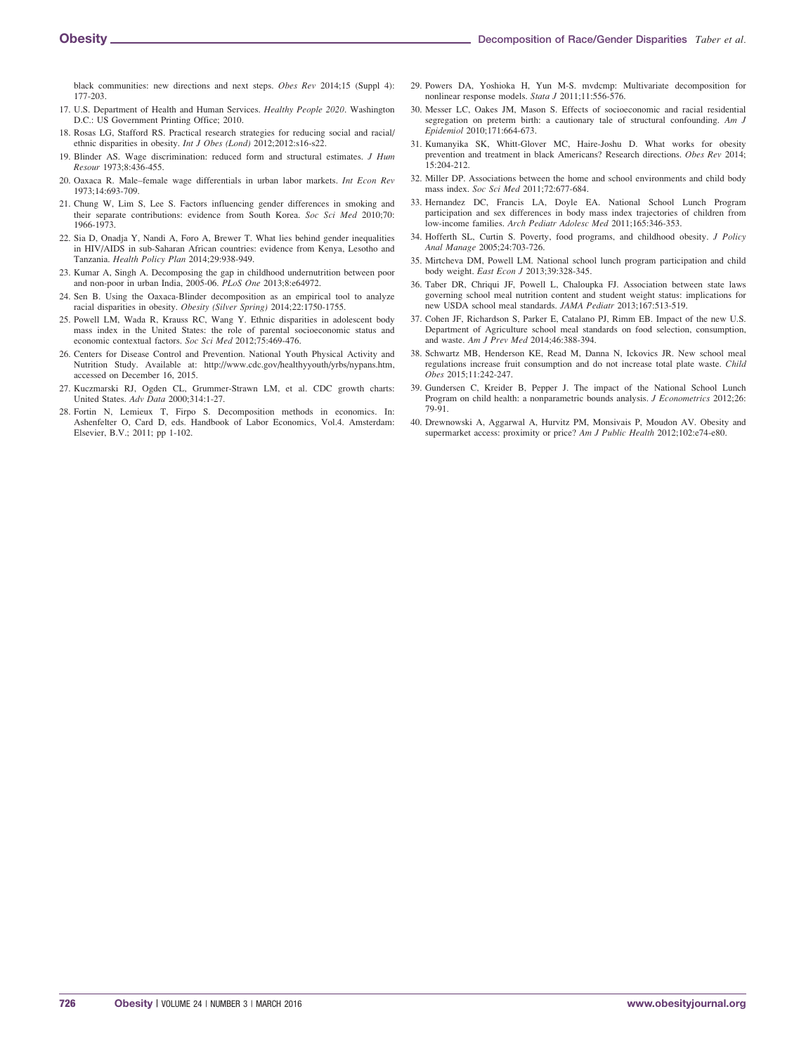black communities: new directions and next steps. *Obes Rev* 2014;15 (Suppl 4): 177-203.

17. U.S. Department of Health and Human Services. *Healthy People 2020*. Washington D.C.: US Government Printing Office; 2010.
18. Rosas LG, Stafford RS. Practical research strategies for reducing social and racial/ethnic disparities in obesity. *Int J Obes (Lond)* 2012;2012:s16-s22.
19. Blinder AS. Wage discrimination: reduced form and structural estimates. *J Hum Resour* 1973;8:436-455.
20. Oaxaca R. Male–female wage differentials in urban labor markets. *Int Econ Rev* 1973;14:693-709.
21. Chung W, Lim S, Lee S. Factors influencing gender differences in smoking and their separate contributions: evidence from South Korea. *Soc Sci Med* 2010;70: 1966-1973.
22. Sia D, Onadja Y, Nandi A, Foro A, Brewer T. What lies behind gender inequalities in HIV/AIDS in sub-Saharan African countries: evidence from Kenya, Lesotho and Tanzania. *Health Policy Plan* 2014;29:938-949.
23. Kumar A, Singh A. Decomposing the gap in childhood undernutrition between poor and non-poor in urban India, 2005-06. *PLoS One* 2013;8:e64972.
24. Sen B. Using the Oaxaca-Blinder decomposition as an empirical tool to analyze racial disparities in obesity. *Obesity (Silver Spring)* 2014;22:1750-1755.
25. Powell LM, Wada R, Krauss RC, Wang Y. Ethnic disparities in adolescent body mass index in the United States: the role of parental socioeconomic status and economic contextual factors. *Soc Sci Med* 2012;75:469-476.
26. Centers for Disease Control and Prevention. National Youth Physical Activity and Nutrition Study. Available at: http://www.cdc.gov/healthyyouth/yrbs/nypans.htm, accessed on December 16, 2015.
27. Kuczmarski RJ, Ogden CL, Grummer-Strawn LM, et al. CDC growth charts: United States. *Adv Data* 2000;314:1-27.
28. Fortin N, Lemieux T, Firpo S. Decomposition methods in economics. In: Ashenfelter O, Card D, eds. Handbook of Labor Economics, Vol.4. Amsterdam: Elsevier, B.V.; 2011; pp 1-102.
29. Powers DA, Yoshioka H, Yun M-S. mvdcmp: Multivariate decomposition for nonlinear response models. *Stata J* 2011;11:556-576.
30. Messer LC, Oakes JM, Mason S. Effects of socioeconomic and racial residential segregation on preterm birth: a cautionary tale of structural confounding. *Am J Epidemiol* 2010;171:664-673.
31. Kumanyika SK, Whitt-Glover MC, Haire-Joshu D. What works for obesity prevention and treatment in black Americans? Research directions. *Obes Rev* 2014; 15:204-212.
32. Miller DP. Associations between the home and school environments and child body mass index. *Soc Sci Med* 2011;72:677-684.
33. Hernandez DC, Francis LA, Doyle EA. National School Lunch Program participation and sex differences in body mass index trajectories of children from low-income families. *Arch Pediatr Adolesc Med* 2011;165:346-353.
34. Hofferth SL, Curtin S. Poverty, food programs, and childhood obesity. *J Policy Anal Manage* 2005;24:703-726.
35. Mirtcheva DM, Powell LM. National school lunch program participation and child body weight. *East Econ J* 2013;39:328-345.
36. Taber DR, Chriqui JF, Powell L, Chaloupka FJ. Association between state laws governing school meal nutrition content and student weight status: implications for new USDA school meal standards. *JAMA Pediatr* 2013;167:513-519.
37. Cohen JF, Richardson S, Parker E, Catalano PJ, Rimm EB. Impact of the new U.S. Department of Agriculture school meal standards on food selection, consumption, and waste. *Am J Prev Med* 2014;46:388-394.
38. Schwartz MB, Henderson KE, Read M, Danna N, Ickovics JR. New school meal regulations increase fruit consumption and do not increase total plate waste. *Child Obes* 2015;11:242-247.
39. Gundersen C, Kreider B, Pepper J. The impact of the National School Lunch Program on child health: a nonparametric bounds analysis. *J Econometrics* 2012;26: 79-91.
40. Drewnowski A, Aggarwal A, Hurvitz PM, Monsivais P, Moudon AV. Obesity and supermarket access: proximity or price? *Am J Public Health* 2012;102:e74-e80.